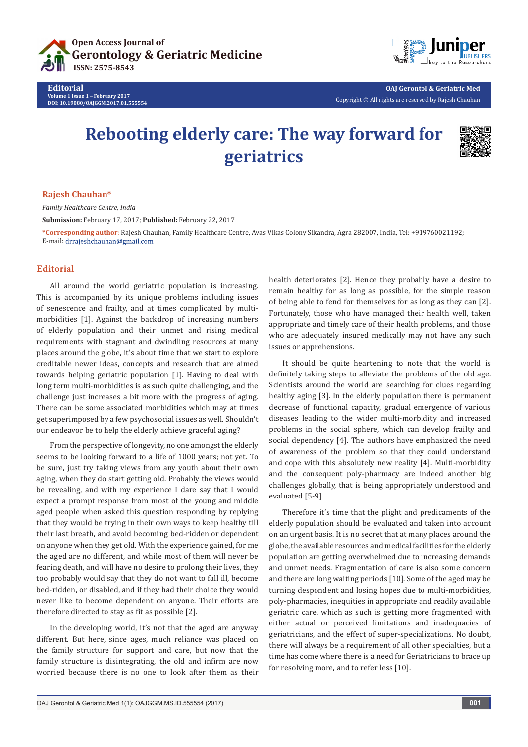Editorial
Volume 1 Issue 1 – February 2017
DOI: 10.19080/OAJGGM.2017.01.555554

Copyright © All rights are reserved by Rajesh Chauhan

# Rebooting elderly care: The way forward for geriatrics

**Rajesh Chauhan***

*Family Healthcare Centre, India*

**Submission:** February 17, 2017; **Published:** February 22, 2017

***Corresponding author**: Rajesh Chauhan, Family Healthcare Centre, Avas Vikas Colony Sikandra, Agra 282007, India, Tel: +919760021192; E-mail: drrajeshchauhan@gmail.com

## Editorial

All around the world geriatric population is increasing. This is accompanied by its unique problems including issues of senescence and frailty, and at times complicated by multi-morbidities [1]. Against the backdrop of increasing numbers of elderly population and their unmet and rising medical requirements with stagnant and dwindling resources at many places around the globe, it's about time that we start to explore creditable newer ideas, concepts and research that are aimed towards helping geriatric population [1]. Having to deal with long term multi-morbidities is as such quite challenging, and the challenge just increases a bit more with the progress of aging. There can be some associated morbidities which may at times get superimposed by a few psychosocial issues as well. Shouldn't our endeavor be to help the elderly achieve graceful aging?

From the perspective of longevity, no one amongst the elderly seems to be looking forward to a life of 1000 years; not yet. To be sure, just try taking views from any youth about their own aging, when they do start getting old. Probably the views would be revealing, and with my experience I dare say that I would expect a prompt response from most of the young and middle aged people when asked this question responding by replying that they would be trying in their own ways to keep healthy till their last breath, and avoid becoming bed-ridden or dependent on anyone when they get old. With the experience gained, for me the aged are no different, and while most of them will never be fearing death, and will have no desire to prolong their lives, they too probably would say that they do not want to fall ill, become bed-ridden, or disabled, and if they had their choice they would never like to become dependent on anyone. Their efforts are therefore directed to stay as fit as possible [2].

In the developing world, it's not that the aged are anyway different. But here, since ages, much reliance was placed on the family structure for support and care, but now that the family structure is disintegrating, the old and infirm are now worried because there is no one to look after them as their health deteriorates [2]. Hence they probably have a desire to remain healthy for as long as possible, for the simple reason of being able to fend for themselves for as long as they can [2]. Fortunately, those who have managed their health well, taken appropriate and timely care of their health problems, and those who are adequately insured medically may not have any such issues or apprehensions.

It should be quite heartening to note that the world is definitely taking steps to alleviate the problems of the old age. Scientists around the world are searching for clues regarding healthy aging [3]. In the elderly population there is permanent decrease of functional capacity, gradual emergence of various diseases leading to the wider multi-morbidity and increased problems in the social sphere, which can develop frailty and social dependency [4]. The authors have emphasized the need of awareness of the problem so that they could understand and cope with this absolutely new reality [4]. Multi-morbidity and the consequent poly-pharmacy are indeed another big challenges globally, that is being appropriately understood and evaluated [5-9].

Therefore it's time that the plight and predicaments of the elderly population should be evaluated and taken into account on an urgent basis. It is no secret that at many places around the globe, the available resources and medical facilities for the elderly population are getting overwhelmed due to increasing demands and unmet needs. Fragmentation of care is also some concern and there are long waiting periods [10]. Some of the aged may be turning despondent and losing hopes due to multi-morbidities, poly-pharmacies, inequities in appropriate and readily available geriatric care, which as such is getting more fragmented with either actual or perceived limitations and inadequacies of geriatricians, and the effect of super-specializations. No doubt, there will always be a requirement of all other specialties, but a time has come where there is a need for Geriatricians to brace up for resolving more, and to refer less [10].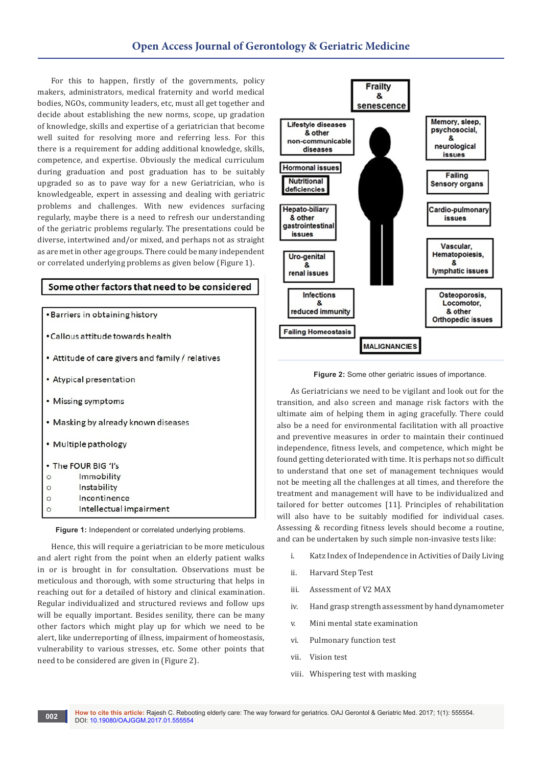For this to happen, firstly of the governments, policy makers, administrators, medical fraternity and world medical bodies, NGOs, community leaders, etc, must all get together and decide about establishing the new norms, scope, up gradation of knowledge, skills and expertise of a geriatrician that become well suited for resolving more and referring less. For this there is a requirement for adding additional knowledge, skills, competence, and expertise. Obviously the medical curriculum during graduation and post graduation has to be suitably upgraded so as to pave way for a new Geriatrician, who is knowledgeable, expert in assessing and dealing with geriatric problems and challenges. With new evidences surfacing regularly, maybe there is a need to refresh our understanding of the geriatric problems regularly. The presentations could be diverse, intertwined and/or mixed, and perhaps not as straight as are met in other age groups. There could be many independent or correlated underlying problems as given below (Figure 1).

**Some other factors that need to be considered**

- Barriers in obtaining history
- Callous attitude towards health
- Attitude of care givers and family / relatives
- Atypical presentation
- Missing symptoms
- Masking by already known diseases
- Multiple pathology
- The FOUR BIG 'I's
  - Immobility
  - Instability
  - Incontinence
  - Intellectual impairment

**Figure 1:** Independent or correlated underlying problems.

Hence, this will require a geriatrician to be more meticulous and alert right from the point when an elderly patient walks in or is brought in for consultation. Observations must be meticulous and thorough, with some structuring that helps in reaching out for a detailed of history and clinical examination. Regular individualized and structured reviews and follow ups will be equally important. Besides senility, there can be many other factors which might play up for which we need to be alert, like underreporting of illness, impairment of homeostasis, vulnerability to various stresses, etc. Some other points that need to be considered are given in (Figure 2).

Frailty & senescence

Lifestyle diseases & other non-communicable diseases

Hormonal issues

Nutritional deficiencies

Hepato-biliary & other gastrointestinal issues

Uro-genital & renal issues

Infections & reduced immunity

Failing Homeostasis

MALIGNANCIES

Memory, sleep, psychosocial, & neurological issues

Failing Sensory organs

Cardio-pulmonary issues

Vascular, Hematopoiesis, & lymphatic issues

Osteoporosis, Locomotor, & other Orthopedic issues

**Figure 2:** Some other geriatric issues of importance.

As Geriatricians we need to be vigilant and look out for the transition, and also screen and manage risk factors with the ultimate aim of helping them in aging gracefully. There could also be a need for environmental facilitation with all proactive and preventive measures in order to maintain their continued independence, fitness levels, and competence, which might be found getting deteriorated with time. It is perhaps not so difficult to understand that one set of management techniques would not be meeting all the challenges at all times, and therefore the treatment and management will have to be individualized and tailored for better outcomes [11]. Principles of rehabilitation will also have to be suitably modified for individual cases. Assessing & recording fitness levels should become a routine, and can be undertaken by such simple non-invasive tests like:

i. Katz Index of Independence in Activities of Daily Living

ii. Harvard Step Test

iii. Assessment of V2 MAX

iv. Hand grasp strength assessment by hand dynamometer

v. Mini mental state examination

vi. Pulmonary function test

vii. Vision test

viii. Whispering test with masking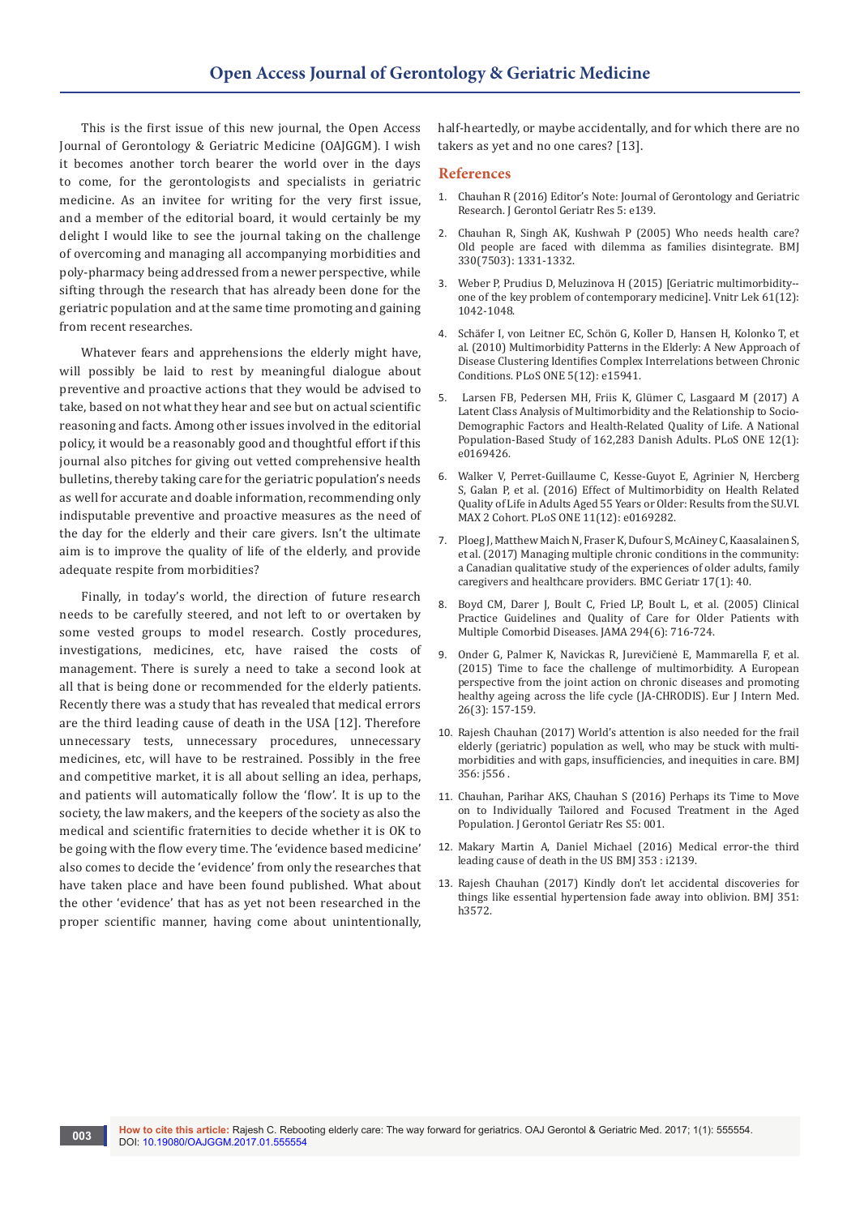This is the first issue of this new journal, the Open Access Journal of Gerontology & Geriatric Medicine (OAJGGM). I wish it becomes another torch bearer the world over in the days to come, for the gerontologists and specialists in geriatric medicine. As an invitee for writing for the very first issue, and a member of the editorial board, it would certainly be my delight I would like to see the journal taking on the challenge of overcoming and managing all accompanying morbidities and poly-pharmacy being addressed from a newer perspective, while sifting through the research that has already been done for the geriatric population and at the same time promoting and gaining from recent researches.

Whatever fears and apprehensions the elderly might have, will possibly be laid to rest by meaningful dialogue about preventive and proactive actions that they would be advised to take, based on not what they hear and see but on actual scientific reasoning and facts. Among other issues involved in the editorial policy, it would be a reasonably good and thoughtful effort if this journal also pitches for giving out vetted comprehensive health bulletins, thereby taking care for the geriatric population's needs as well for accurate and doable information, recommending only indisputable preventive and proactive measures as the need of the day for the elderly and their care givers. Isn't the ultimate aim is to improve the quality of life of the elderly, and provide adequate respite from morbidities?

Finally, in today's world, the direction of future research needs to be carefully steered, and not left to or overtaken by some vested groups to model research. Costly procedures, investigations, medicines, etc, have raised the costs of management. There is surely a need to take a second look at all that is being done or recommended for the elderly patients. Recently there was a study that has revealed that medical errors are the third leading cause of death in the USA [12]. Therefore unnecessary tests, unnecessary procedures, unnecessary medicines, etc, will have to be restrained. Possibly in the free and competitive market, it is all about selling an idea, perhaps, and patients will automatically follow the 'flow'. It is up to the society, the law makers, and the keepers of the society as also the medical and scientific fraternities to decide whether it is OK to be going with the flow every time. The 'evidence based medicine' also comes to decide the 'evidence' from only the researches that have taken place and have been found published. What about the other 'evidence' that has as yet not been researched in the proper scientific manner, having come about unintentionally, half-heartedly, or maybe accidentally, and for which there are no takers as yet and no one cares? [13].

## References

1. Chauhan R (2016) Editor's Note: Journal of Gerontology and Geriatric Research. J Gerontol Geriatr Res 5: e139.
2. Chauhan R, Singh AK, Kushwah P (2005) Who needs health care? Old people are faced with dilemma as families disintegrate. BMJ 330(7503): 1331-1332.
3. Weber P, Prudius D, Meluzinova H (2015) [Geriatric multimorbidity--one of the key problem of contemporary medicine]. Vnitr Lek 61(12): 1042-1048.
4. Schäfer I, von Leitner EC, Schön G, Koller D, Hansen H, Kolonko T, et al. (2010) Multimorbidity Patterns in the Elderly: A New Approach of Disease Clustering Identifies Complex Interrelations between Chronic Conditions. PLoS ONE 5(12): e15941.
5. Larsen FB, Pedersen MH, Friis K, Glümer C, Lasgaard M (2017) A Latent Class Analysis of Multimorbidity and the Relationship to Socio-Demographic Factors and Health-Related Quality of Life. A National Population-Based Study of 162,283 Danish Adults. PLoS ONE 12(1): e0169426.
6. Walker V, Perret-Guillaume C, Kesse-Guyot E, Agrinier N, Hercberg S, Galan P, et al. (2016) Effect of Multimorbidity on Health Related Quality of Life in Adults Aged 55 Years or Older: Results from the SU.VI. MAX 2 Cohort. PLoS ONE 11(12): e0169282.
7. Ploeg J, Matthew Maich N, Fraser K, Dufour S, McAiney C, Kaasalainen S, et al. (2017) Managing multiple chronic conditions in the community: a Canadian qualitative study of the experiences of older adults, family caregivers and healthcare providers. BMC Geriatr 17(1): 40.
8. Boyd CM, Darer J, Boult C, Fried LP, Boult L, et al. (2005) Clinical Practice Guidelines and Quality of Care for Older Patients with Multiple Comorbid Diseases. JAMA 294(6): 716-724.
9. Onder G, Palmer K, Navickas R, Jurevičienė E, Mammarella F, et al. (2015) Time to face the challenge of multimorbidity. A European perspective from the joint action on chronic diseases and promoting healthy ageing across the life cycle (JA-CHRODIS). Eur J Intern Med. 26(3): 157-159.
10. Rajesh Chauhan (2017) World's attention is also needed for the frail elderly (geriatric) population as well, who may be stuck with multi-morbidities and with gaps, insufficiencies, and inequities in care. BMJ 356: j556 .
11. Chauhan, Parihar AKS, Chauhan S (2016) Perhaps its Time to Move on to Individually Tailored and Focused Treatment in the Aged Population. J Gerontol Geriatr Res S5: 001.
12. Makary Martin A, Daniel Michael (2016) Medical error-the third leading cause of death in the US BMJ 353 : i2139.
13. Rajesh Chauhan (2017) Kindly don't let accidental discoveries for things like essential hypertension fade away into oblivion. BMJ 351: h3572.

**How to cite this article:** Rajesh C. Rebooting elderly care: The way forward for geriatrics. OAJ Gerontol & Geriatric Med. 2017; 1(1): 555554. DOI: 10.19080/OAJGGM.2017.01.555554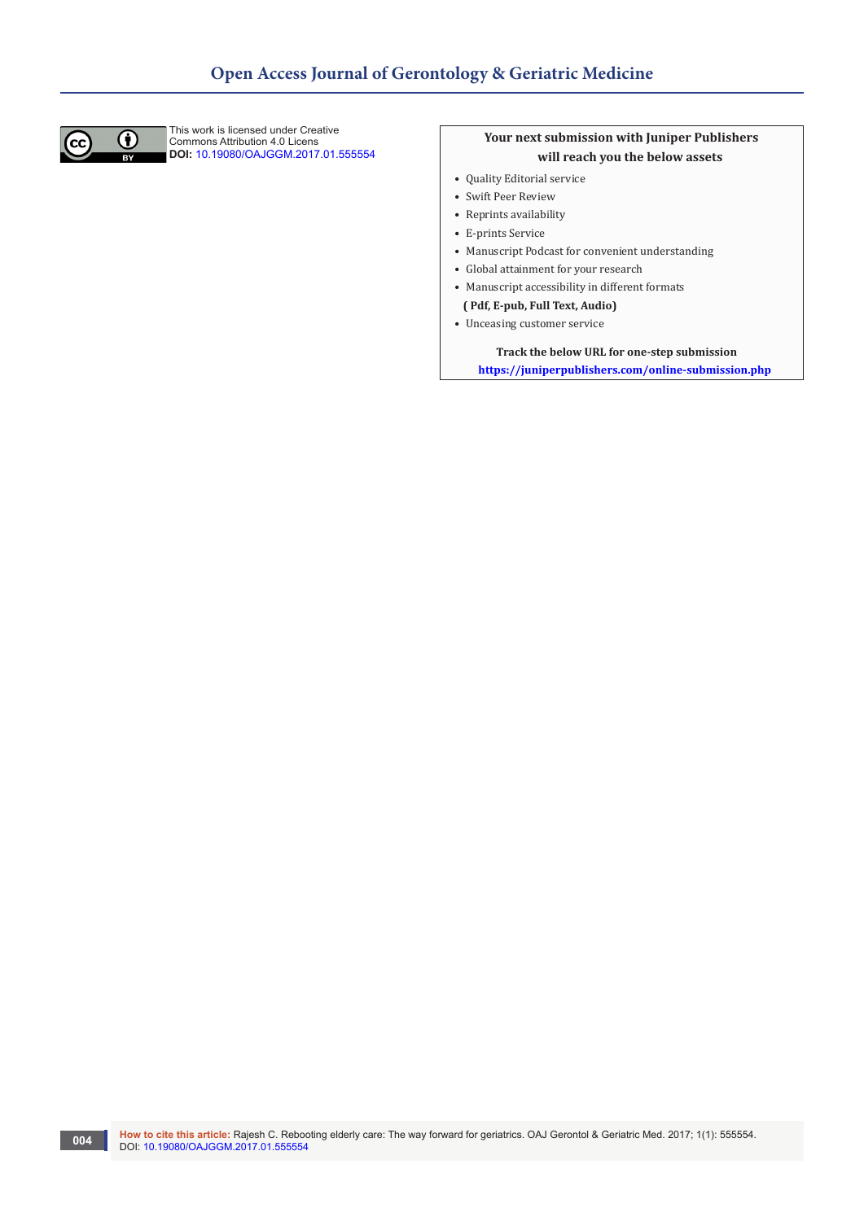This work is licensed under Creative Commons Attribution 4.0 Licens
**DOI:** 10.19080/OAJGGM.2017.01.555554

**Your next submission with Juniper Publishers will reach you the below assets**

- Quality Editorial service
- Swift Peer Review
- Reprints availability
- E-prints Service
- Manuscript Podcast for convenient understanding
- Global attainment for your research
- Manuscript accessibility in different formats

**( Pdf, E-pub, Full Text, Audio)**

- Unceasing customer service

**Track the below URL for one-step submission**
**https://juniperpublishers.com/online-submission.php**

**How to cite this article:** Rajesh C. Rebooting elderly care: The way forward for geriatrics. OAJ Gerontol & Geriatric Med. 2017; 1(1): 555554. DOI: 10.19080/OAJGGM.2017.01.555554